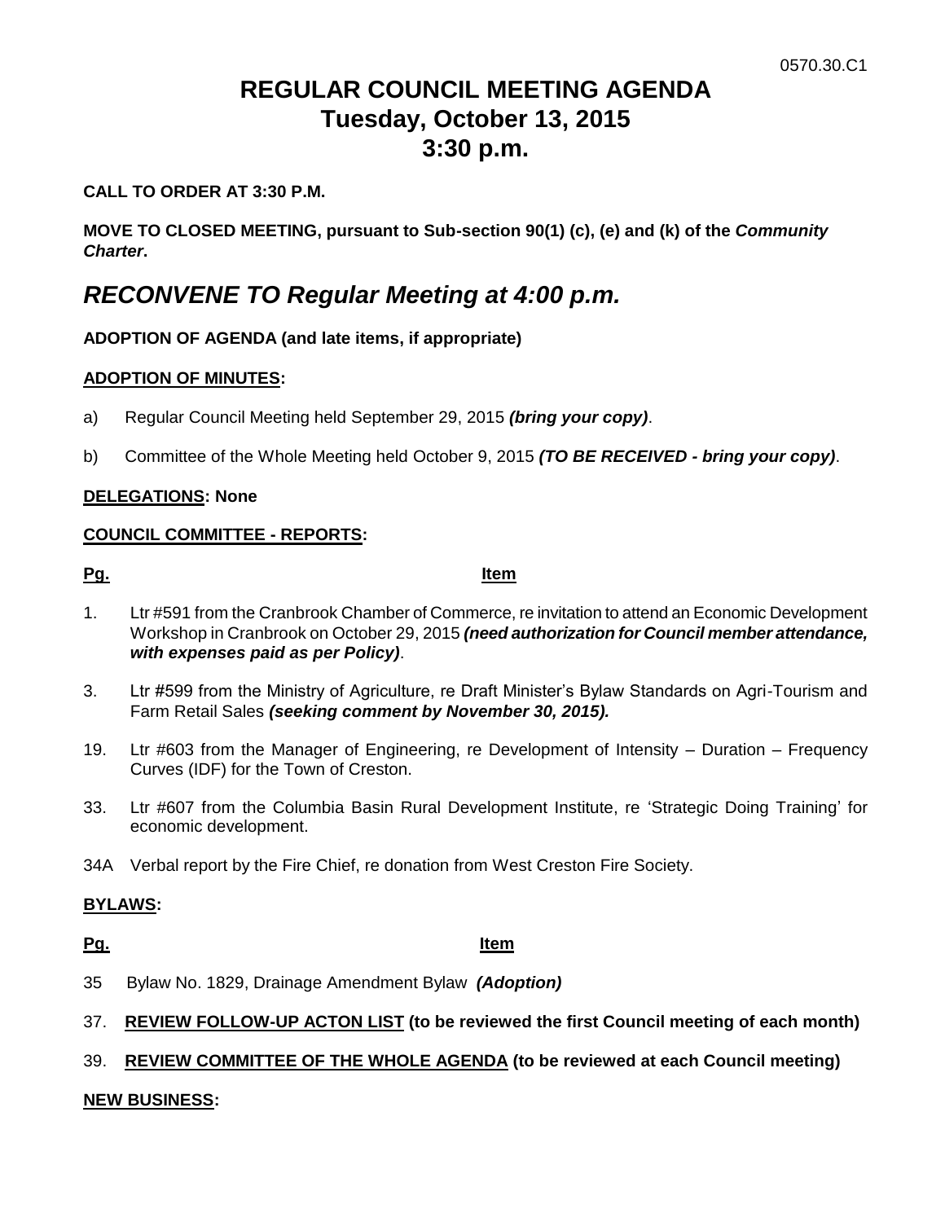0570.30.C1

# REGULAR COUNCIL MEETING AGENDA
# Tuesday, October 13, 2015
# 3:30 p.m.

**CALL TO ORDER AT 3:30 P.M.**

**MOVE TO CLOSED MEETING, pursuant to Sub-section 90(1) (c), (e) and (k) of the *Community Charter*.**

## *RECONVENE TO Regular Meeting at 4:00 p.m.*

**ADOPTION OF AGENDA (and late items, if appropriate)**

**ADOPTION OF MINUTES:**

a) Regular Council Meeting held September 29, 2015 ***(bring your copy)***.

b) Committee of the Whole Meeting held October 9, 2015 ***(TO BE RECEIVED - bring your copy)***.

**DELEGATIONS: None**

**COUNCIL COMMITTEE - REPORTS:**

| Pg. | Item |
|---|---|
| 1. | Ltr #591 from the Cranbrook Chamber of Commerce, re invitation to attend an Economic Development Workshop in Cranbrook on October 29, 2015 ***(need authorization for Council member attendance, with expenses paid as per Policy)***. |
| 3. | Ltr #599 from the Ministry of Agriculture, re Draft Minister's Bylaw Standards on Agri-Tourism and Farm Retail Sales ***(seeking comment by November 30, 2015).*** |
| 19. | Ltr #603 from the Manager of Engineering, re Development of Intensity – Duration – Frequency Curves (IDF) for the Town of Creston. |
| 33. | Ltr #607 from the Columbia Basin Rural Development Institute, re 'Strategic Doing Training' for economic development. |
| 34A | Verbal report by the Fire Chief, re donation from West Creston Fire Society. |

**BYLAWS:**

| Pg. | Item |
|---|---|
| 35 | Bylaw No. 1829, Drainage Amendment Bylaw ***(Adoption)*** |

37. **REVIEW FOLLOW-UP ACTON LIST (to be reviewed the first Council meeting of each month)**

39. **REVIEW COMMITTEE OF THE WHOLE AGENDA (to be reviewed at each Council meeting)**

**NEW BUSINESS:**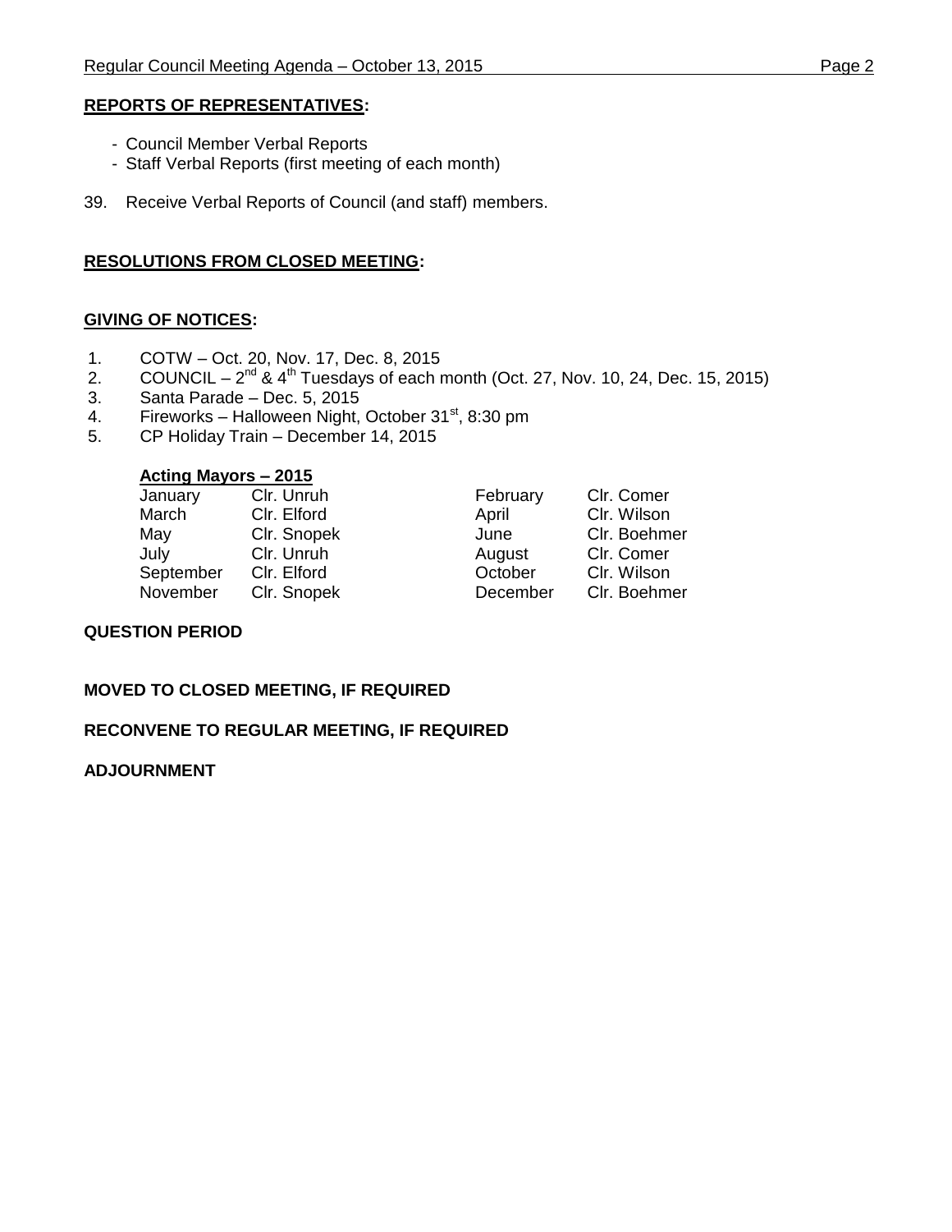**REPORTS OF REPRESENTATIVES:**

- Council Member Verbal Reports
- Staff Verbal Reports (first meeting of each month)

39. Receive Verbal Reports of Council (and staff) members.

**RESOLUTIONS FROM CLOSED MEETING:**

**GIVING OF NOTICES:**

1. COTW – Oct. 20, Nov. 17, Dec. 8, 2015
2. COUNCIL – 2nd & 4th Tuesdays of each month (Oct. 27, Nov. 10, 24, Dec. 15, 2015)
3. Santa Parade – Dec. 5, 2015
4. Fireworks – Halloween Night, October 31st, 8:30 pm
5. CP Holiday Train – December 14, 2015

**Acting Mayors – 2015**

| | | | |
|---|---|---|---|
| January | Clr. Unruh | February | Clr. Comer |
| March | Clr. Elford | April | Clr. Wilson |
| May | Clr. Snopek | June | Clr. Boehmer |
| July | Clr. Unruh | August | Clr. Comer |
| September | Clr. Elford | October | Clr. Wilson |
| November | Clr. Snopek | December | Clr. Boehmer |

**QUESTION PERIOD**

**MOVED TO CLOSED MEETING, IF REQUIRED**

**RECONVENE TO REGULAR MEETING, IF REQUIRED**

**ADJOURNMENT**